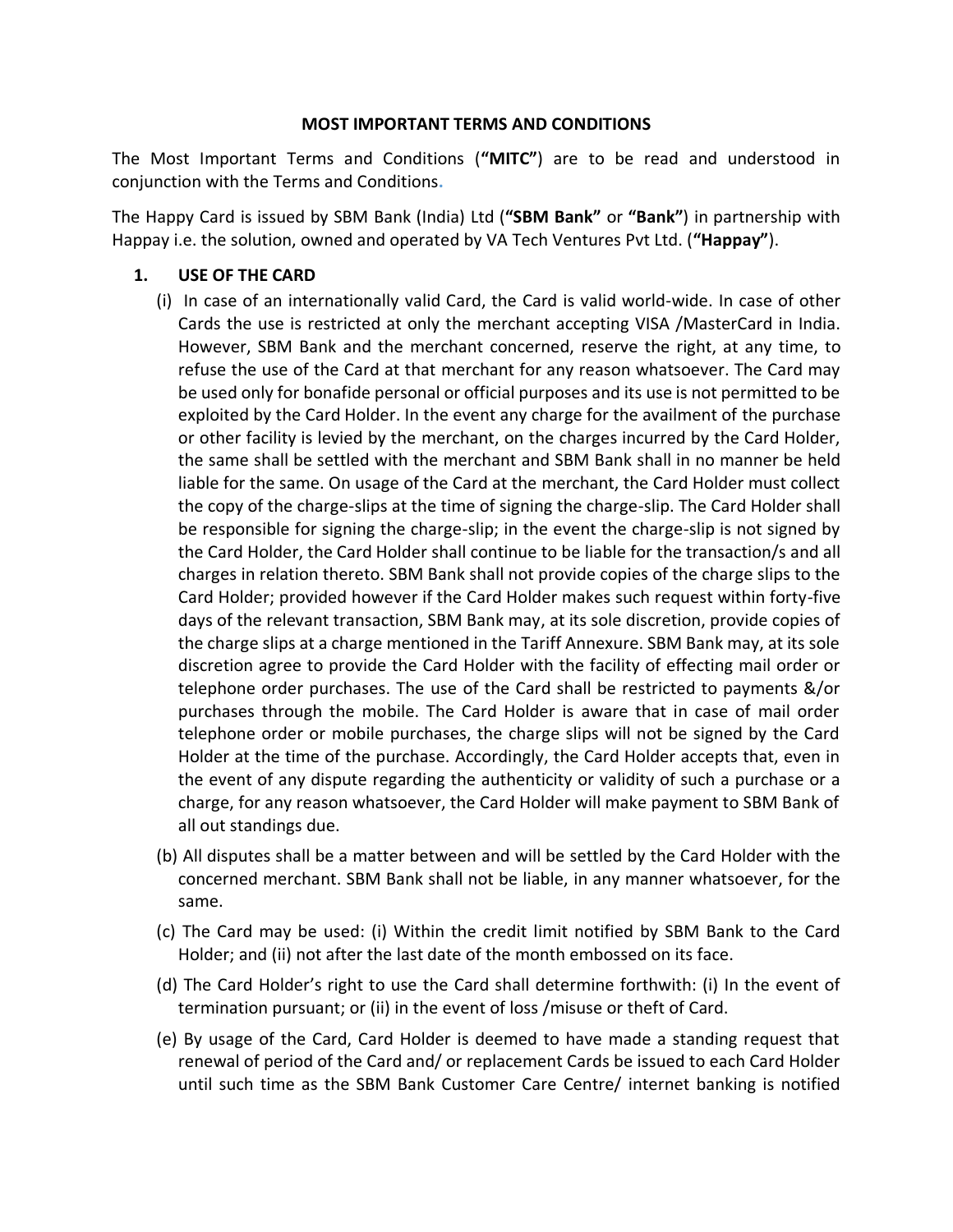# MOST IMPORTANT TERMS AND CONDITIONS

The Most Important Terms and Conditions (**"MITC"**) are to be read and understood in conjunction with the Terms and Conditions.

The Happy Card is issued by SBM Bank (India) Ltd (**"SBM Bank"** or **"Bank"**) in partnership with Happay i.e. the solution, owned and operated by VA Tech Ventures Pvt Ltd. (**"Happay"**).

## 1. USE OF THE CARD

(i) In case of an internationally valid Card, the Card is valid world-wide. In case of other Cards the use is restricted at only the merchant accepting VISA /MasterCard in India. However, SBM Bank and the merchant concerned, reserve the right, at any time, to refuse the use of the Card at that merchant for any reason whatsoever. The Card may be used only for bonafide personal or official purposes and its use is not permitted to be exploited by the Card Holder. In the event any charge for the availment of the purchase or other facility is levied by the merchant, on the charges incurred by the Card Holder, the same shall be settled with the merchant and SBM Bank shall in no manner be held liable for the same. On usage of the Card at the merchant, the Card Holder must collect the copy of the charge-slips at the time of signing the charge-slip. The Card Holder shall be responsible for signing the charge-slip; in the event the charge-slip is not signed by the Card Holder, the Card Holder shall continue to be liable for the transaction/s and all charges in relation thereto. SBM Bank shall not provide copies of the charge slips to the Card Holder; provided however if the Card Holder makes such request within forty-five days of the relevant transaction, SBM Bank may, at its sole discretion, provide copies of the charge slips at a charge mentioned in the Tariff Annexure. SBM Bank may, at its sole discretion agree to provide the Card Holder with the facility of effecting mail order or telephone order purchases. The use of the Card shall be restricted to payments &/or purchases through the mobile. The Card Holder is aware that in case of mail order telephone order or mobile purchases, the charge slips will not be signed by the Card Holder at the time of the purchase. Accordingly, the Card Holder accepts that, even in the event of any dispute regarding the authenticity or validity of such a purchase or a charge, for any reason whatsoever, the Card Holder will make payment to SBM Bank of all out standings due.

(b) All disputes shall be a matter between and will be settled by the Card Holder with the concerned merchant. SBM Bank shall not be liable, in any manner whatsoever, for the same.

(c) The Card may be used: (i) Within the credit limit notified by SBM Bank to the Card Holder; and (ii) not after the last date of the month embossed on its face.

(d) The Card Holder's right to use the Card shall determine forthwith: (i) In the event of termination pursuant; or (ii) in the event of loss /misuse or theft of Card.

(e) By usage of the Card, Card Holder is deemed to have made a standing request that renewal of period of the Card and/ or replacement Cards be issued to each Card Holder until such time as the SBM Bank Customer Care Centre/ internet banking is notified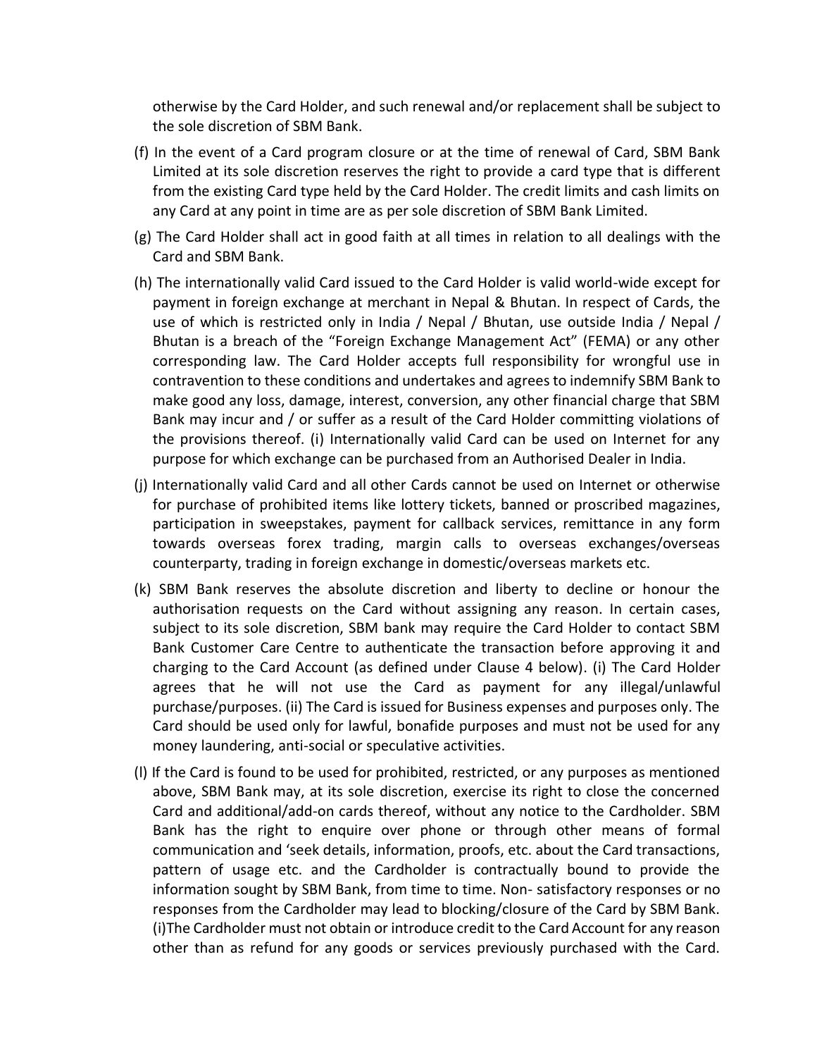otherwise by the Card Holder, and such renewal and/or replacement shall be subject to the sole discretion of SBM Bank.

(f) In the event of a Card program closure or at the time of renewal of Card, SBM Bank Limited at its sole discretion reserves the right to provide a card type that is different from the existing Card type held by the Card Holder. The credit limits and cash limits on any Card at any point in time are as per sole discretion of SBM Bank Limited.

(g) The Card Holder shall act in good faith at all times in relation to all dealings with the Card and SBM Bank.

(h) The internationally valid Card issued to the Card Holder is valid world-wide except for payment in foreign exchange at merchant in Nepal & Bhutan. In respect of Cards, the use of which is restricted only in India / Nepal / Bhutan, use outside India / Nepal / Bhutan is a breach of the "Foreign Exchange Management Act" (FEMA) or any other corresponding law. The Card Holder accepts full responsibility for wrongful use in contravention to these conditions and undertakes and agrees to indemnify SBM Bank to make good any loss, damage, interest, conversion, any other financial charge that SBM Bank may incur and / or suffer as a result of the Card Holder committing violations of the provisions thereof. (i) Internationally valid Card can be used on Internet for any purpose for which exchange can be purchased from an Authorised Dealer in India.

(j) Internationally valid Card and all other Cards cannot be used on Internet or otherwise for purchase of prohibited items like lottery tickets, banned or proscribed magazines, participation in sweepstakes, payment for callback services, remittance in any form towards overseas forex trading, margin calls to overseas exchanges/overseas counterparty, trading in foreign exchange in domestic/overseas markets etc.

(k) SBM Bank reserves the absolute discretion and liberty to decline or honour the authorisation requests on the Card without assigning any reason. In certain cases, subject to its sole discretion, SBM bank may require the Card Holder to contact SBM Bank Customer Care Centre to authenticate the transaction before approving it and charging to the Card Account (as defined under Clause 4 below). (i) The Card Holder agrees that he will not use the Card as payment for any illegal/unlawful purchase/purposes. (ii) The Card is issued for Business expenses and purposes only. The Card should be used only for lawful, bonafide purposes and must not be used for any money laundering, anti-social or speculative activities.

(l) If the Card is found to be used for prohibited, restricted, or any purposes as mentioned above, SBM Bank may, at its sole discretion, exercise its right to close the concerned Card and additional/add-on cards thereof, without any notice to the Cardholder. SBM Bank has the right to enquire over phone or through other means of formal communication and 'seek details, information, proofs, etc. about the Card transactions, pattern of usage etc. and the Cardholder is contractually bound to provide the information sought by SBM Bank, from time to time. Non- satisfactory responses or no responses from the Cardholder may lead to blocking/closure of the Card by SBM Bank. (i)The Cardholder must not obtain or introduce credit to the Card Account for any reason other than as refund for any goods or services previously purchased with the Card.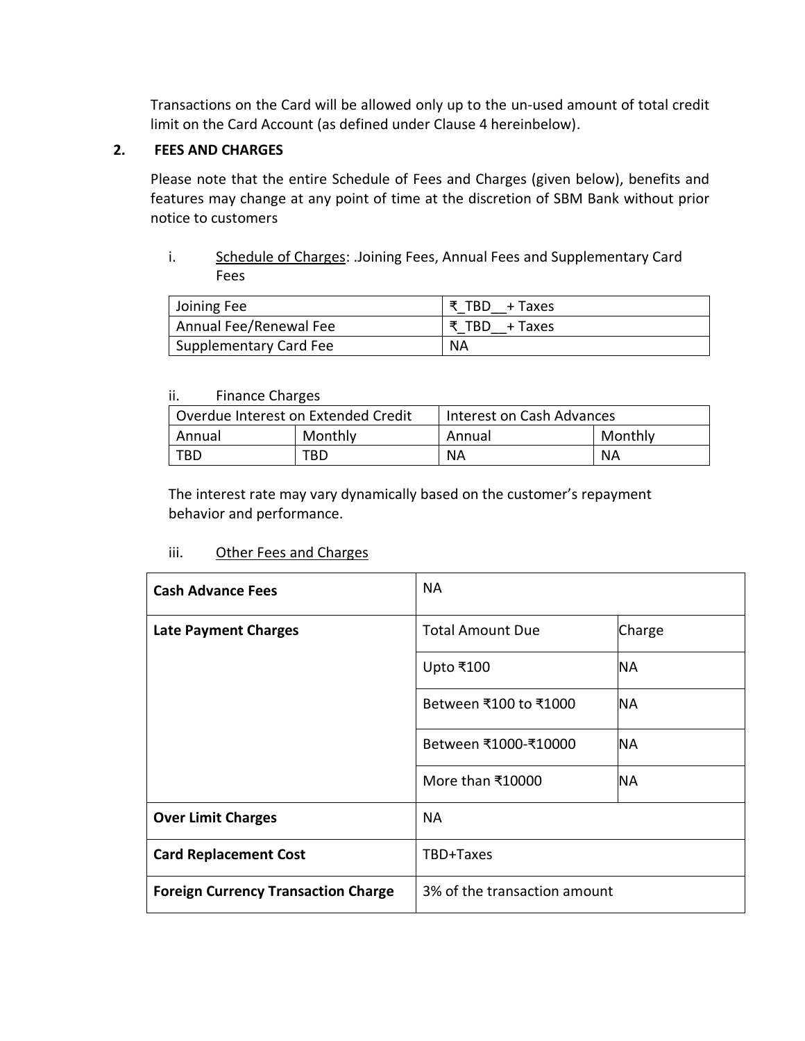Transactions on the Card will be allowed only up to the un-used amount of total credit limit on the Card Account (as defined under Clause 4 hereinbelow).

## 2. FEES AND CHARGES

Please note that the entire Schedule of Fees and Charges (given below), benefits and features may change at any point of time at the discretion of SBM Bank without prior notice to customers

i. Schedule of Charges: .Joining Fees, Annual Fees and Supplementary Card Fees

| Joining Fee | ₹_TBD__+ Taxes |
|---|---|
| Annual Fee/Renewal Fee | ₹_TBD__+ Taxes |
| Supplementary Card Fee | NA |

ii. Finance Charges

| Overdue Interest on Extended Credit | | Interest on Cash Advances | |
|---|---|---|---|
| Annual | Monthly | Annual | Monthly |
| TBD | TBD | NA | NA |

The interest rate may vary dynamically based on the customer's repayment behavior and performance.

iii. Other Fees and Charges

| **Cash Advance Fees** | NA | |
|---|---|---|
| **Late Payment Charges** | Total Amount Due | Charge |
| | Upto ₹100 | NA |
| | Between ₹100 to ₹1000 | NA |
| | Between ₹1000-₹10000 | NA |
| | More than ₹10000 | NA |
| **Over Limit Charges** | NA | |
| **Card Replacement Cost** | TBD+Taxes | |
| **Foreign Currency Transaction Charge** | 3% of the transaction amount | |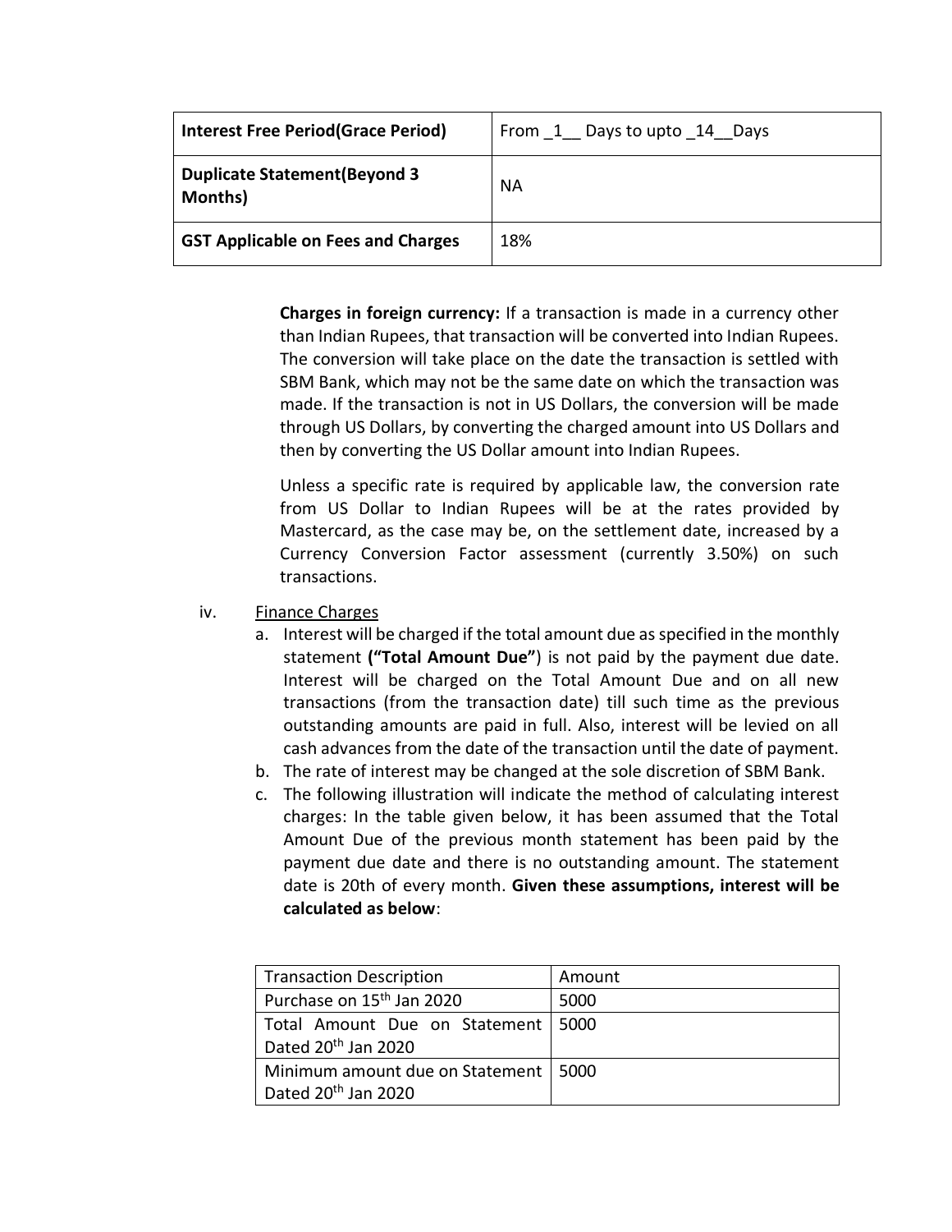| Interest Free Period(Grace Period) | From _1__ Days to upto _14__Days |
|---|---|
| Duplicate Statement(Beyond 3 Months) | NA |
| GST Applicable on Fees and Charges | 18% |

**Charges in foreign currency:** If a transaction is made in a currency other than Indian Rupees, that transaction will be converted into Indian Rupees. The conversion will take place on the date the transaction is settled with SBM Bank, which may not be the same date on which the transaction was made. If the transaction is not in US Dollars, the conversion will be made through US Dollars, by converting the charged amount into US Dollars and then by converting the US Dollar amount into Indian Rupees.

Unless a specific rate is required by applicable law, the conversion rate from US Dollar to Indian Rupees will be at the rates provided by Mastercard, as the case may be, on the settlement date, increased by a Currency Conversion Factor assessment (currently 3.50%) on such transactions.

iv. <u>Finance Charges</u>

a. Interest will be charged if the total amount due as specified in the monthly statement **("Total Amount Due"**) is not paid by the payment due date. Interest will be charged on the Total Amount Due and on all new transactions (from the transaction date) till such time as the previous outstanding amounts are paid in full. Also, interest will be levied on all cash advances from the date of the transaction until the date of payment.

b. The rate of interest may be changed at the sole discretion of SBM Bank.

c. The following illustration will indicate the method of calculating interest charges: In the table given below, it has been assumed that the Total Amount Due of the previous month statement has been paid by the payment due date and there is no outstanding amount. The statement date is 20th of every month. **Given these assumptions, interest will be calculated as below**:

| Transaction Description | Amount |
|---|---|
| Purchase on 15th Jan 2020 | 5000 |
| Total Amount Due on Statement Dated 20th Jan 2020 | 5000 |
| Minimum amount due on Statement Dated 20th Jan 2020 | 5000 |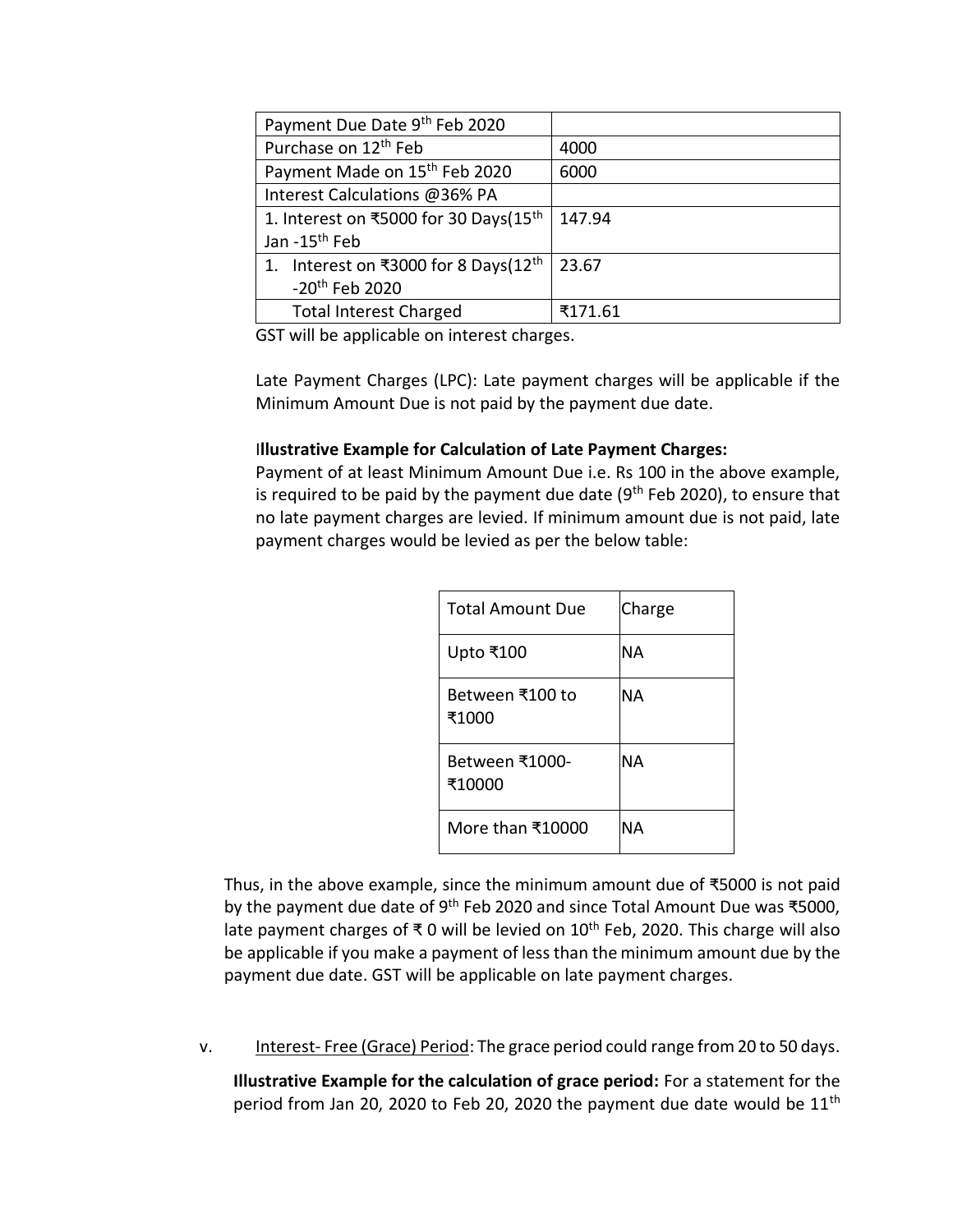| Payment Due Date 9th Feb 2020 | |
|---|---|
| Purchase on 12th Feb | 4000 |
| Payment Made on 15th Feb 2020 | 6000 |
| Interest Calculations @36% PA | |
| 1. Interest on ₹5000 for 30 Days(15th Jan -15th Feb | 147.94 |
| 1. Interest on ₹3000 for 8 Days(12th -20th Feb 2020 | 23.67 |
| Total Interest Charged | ₹171.61 |

GST will be applicable on interest charges.

Late Payment Charges (LPC): Late payment charges will be applicable if the Minimum Amount Due is not paid by the payment due date.

**Illustrative Example for Calculation of Late Payment Charges:**
Payment of at least Minimum Amount Due i.e. Rs 100 in the above example, is required to be paid by the payment due date (9th Feb 2020), to ensure that no late payment charges are levied. If minimum amount due is not paid, late payment charges would be levied as per the below table:

| Total Amount Due | Charge |
|---|---|
| Upto ₹100 | NA |
| Between ₹100 to ₹1000 | NA |
| Between ₹1000-₹10000 | NA |
| More than ₹10000 | NA |

Thus, in the above example, since the minimum amount due of ₹5000 is not paid by the payment due date of 9th Feb 2020 and since Total Amount Due was ₹5000, late payment charges of ₹ 0 will be levied on 10th Feb, 2020. This charge will also be applicable if you make a payment of less than the minimum amount due by the payment due date. GST will be applicable on late payment charges.

v. Interest- Free (Grace) Period: The grace period could range from 20 to 50 days.

**Illustrative Example for the calculation of grace period:** For a statement for the period from Jan 20, 2020 to Feb 20, 2020 the payment due date would be 11th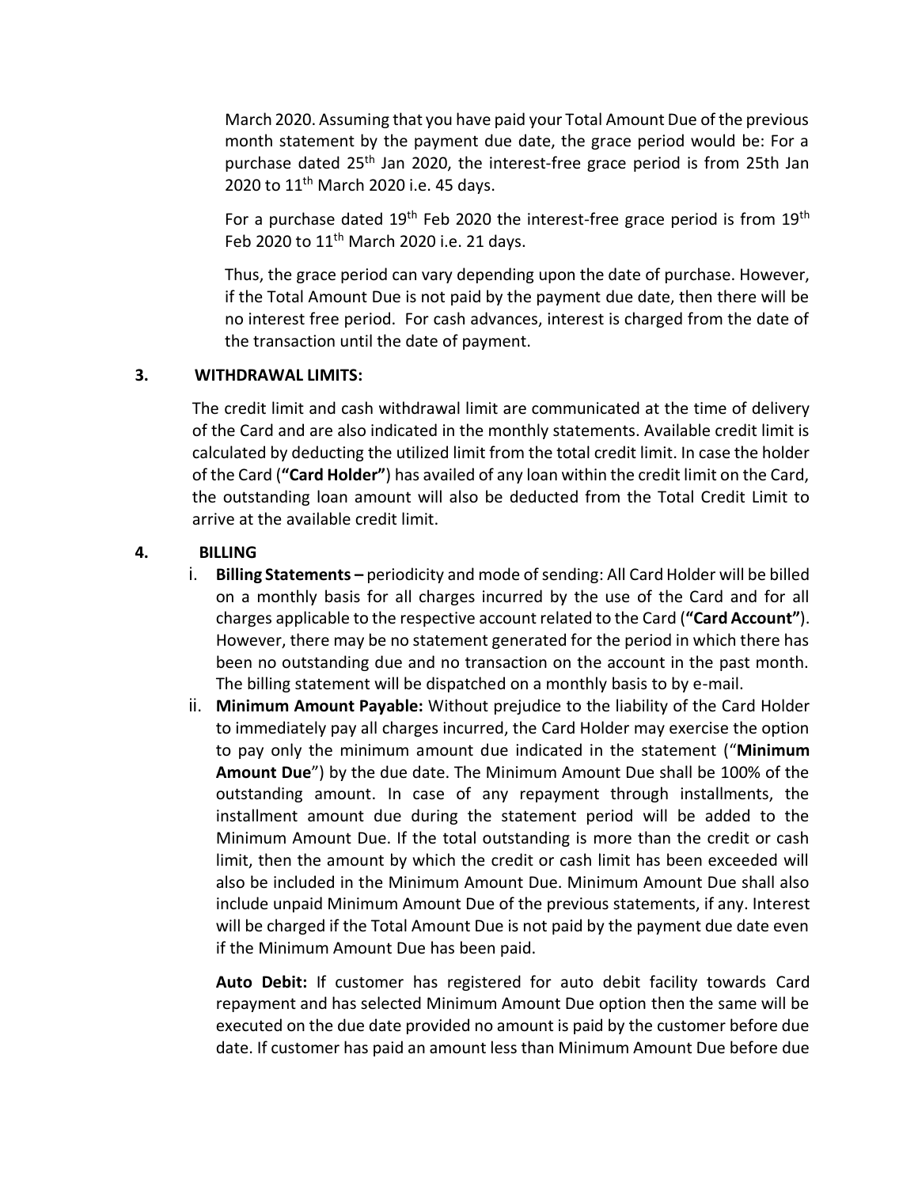March 2020. Assuming that you have paid your Total Amount Due of the previous month statement by the payment due date, the grace period would be: For a purchase dated 25th Jan 2020, the interest-free grace period is from 25th Jan 2020 to 11th March 2020 i.e. 45 days.

For a purchase dated 19th Feb 2020 the interest-free grace period is from 19th Feb 2020 to 11th March 2020 i.e. 21 days.

Thus, the grace period can vary depending upon the date of purchase. However, if the Total Amount Due is not paid by the payment due date, then there will be no interest free period. For cash advances, interest is charged from the date of the transaction until the date of payment.

**3. WITHDRAWAL LIMITS:**

The credit limit and cash withdrawal limit are communicated at the time of delivery of the Card and are also indicated in the monthly statements. Available credit limit is calculated by deducting the utilized limit from the total credit limit. In case the holder of the Card (**"Card Holder"**) has availed of any loan within the credit limit on the Card, the outstanding loan amount will also be deducted from the Total Credit Limit to arrive at the available credit limit.

**4. BILLING**

i. **Billing Statements –** periodicity and mode of sending: All Card Holder will be billed on a monthly basis for all charges incurred by the use of the Card and for all charges applicable to the respective account related to the Card (**"Card Account"**). However, there may be no statement generated for the period in which there has been no outstanding due and no transaction on the account in the past month. The billing statement will be dispatched on a monthly basis to by e-mail.

ii. **Minimum Amount Payable:** Without prejudice to the liability of the Card Holder to immediately pay all charges incurred, the Card Holder may exercise the option to pay only the minimum amount due indicated in the statement ("**Minimum Amount Due**") by the due date. The Minimum Amount Due shall be 100% of the outstanding amount. In case of any repayment through installments, the installment amount due during the statement period will be added to the Minimum Amount Due. If the total outstanding is more than the credit or cash limit, then the amount by which the credit or cash limit has been exceeded will also be included in the Minimum Amount Due. Minimum Amount Due shall also include unpaid Minimum Amount Due of the previous statements, if any. Interest will be charged if the Total Amount Due is not paid by the payment due date even if the Minimum Amount Due has been paid.

**Auto Debit:** If customer has registered for auto debit facility towards Card repayment and has selected Minimum Amount Due option then the same will be executed on the due date provided no amount is paid by the customer before due date. If customer has paid an amount less than Minimum Amount Due before due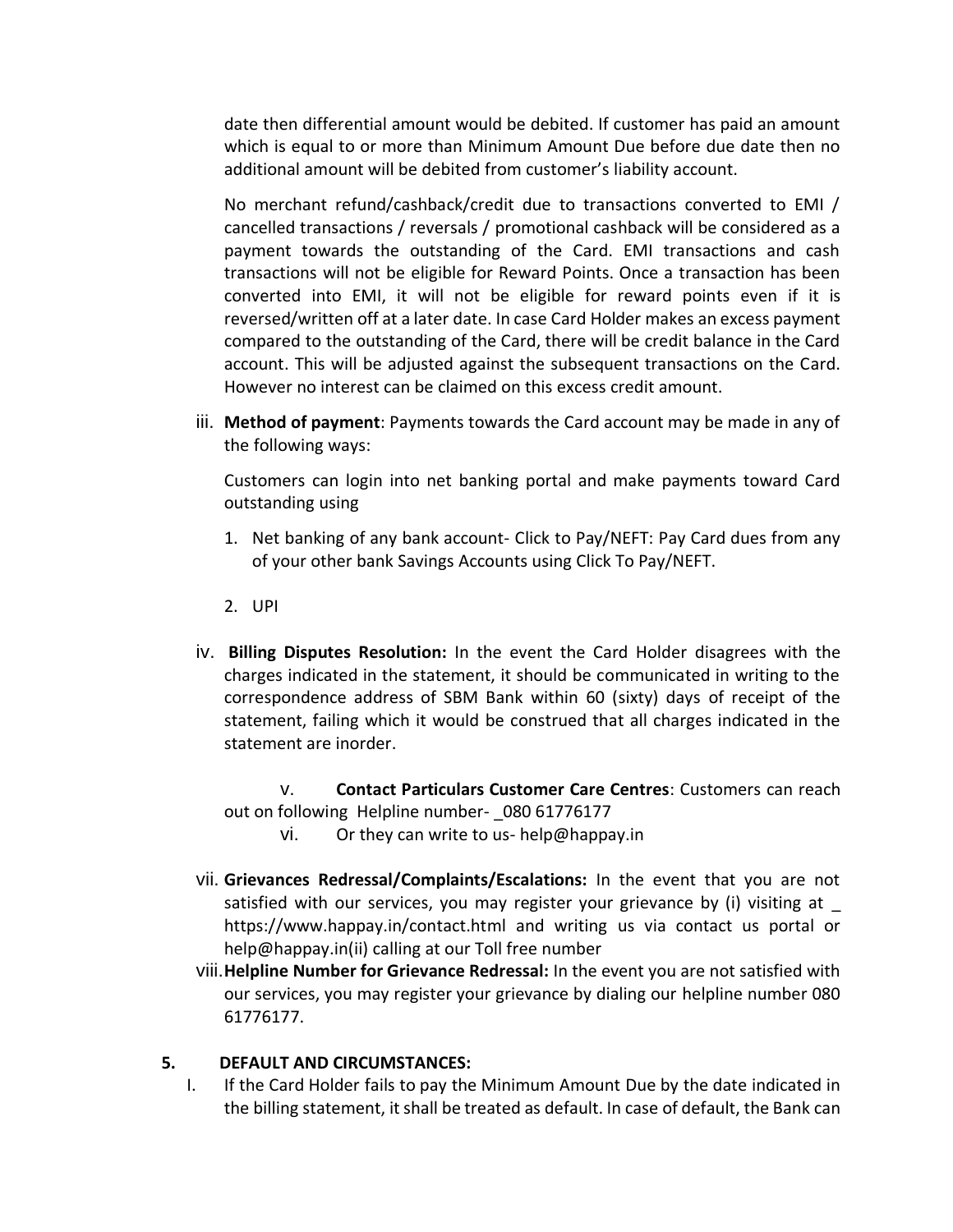date then differential amount would be debited. If customer has paid an amount which is equal to or more than Minimum Amount Due before due date then no additional amount will be debited from customer's liability account.

No merchant refund/cashback/credit due to transactions converted to EMI / cancelled transactions / reversals / promotional cashback will be considered as a payment towards the outstanding of the Card. EMI transactions and cash transactions will not be eligible for Reward Points. Once a transaction has been converted into EMI, it will not be eligible for reward points even if it is reversed/written off at a later date. In case Card Holder makes an excess payment compared to the outstanding of the Card, there will be credit balance in the Card account. This will be adjusted against the subsequent transactions on the Card. However no interest can be claimed on this excess credit amount.

iii. **Method of payment**: Payments towards the Card account may be made in any of the following ways:

Customers can login into net banking portal and make payments toward Card outstanding using

1. Net banking of any bank account- Click to Pay/NEFT: Pay Card dues from any of your other bank Savings Accounts using Click To Pay/NEFT.

2. UPI

iv. **Billing Disputes Resolution:** In the event the Card Holder disagrees with the charges indicated in the statement, it should be communicated in writing to the correspondence address of SBM Bank within 60 (sixty) days of receipt of the statement, failing which it would be construed that all charges indicated in the statement are inorder.

v. **Contact Particulars Customer Care Centres**: Customers can reach out on following Helpline number- _080 61776177

vi. Or they can write to us- help@happay.in

vii. **Grievances Redressal/Complaints/Escalations:** In the event that you are not satisfied with our services, you may register your grievance by (i) visiting at _ https://www.happay.in/contact.html and writing us via contact us portal or help@happay.in(ii) calling at our Toll free number

viii. **Helpline Number for Grievance Redressal:** In the event you are not satisfied with our services, you may register your grievance by dialing our helpline number 080 61776177.

## 5. DEFAULT AND CIRCUMSTANCES:

I. If the Card Holder fails to pay the Minimum Amount Due by the date indicated in the billing statement, it shall be treated as default. In case of default, the Bank can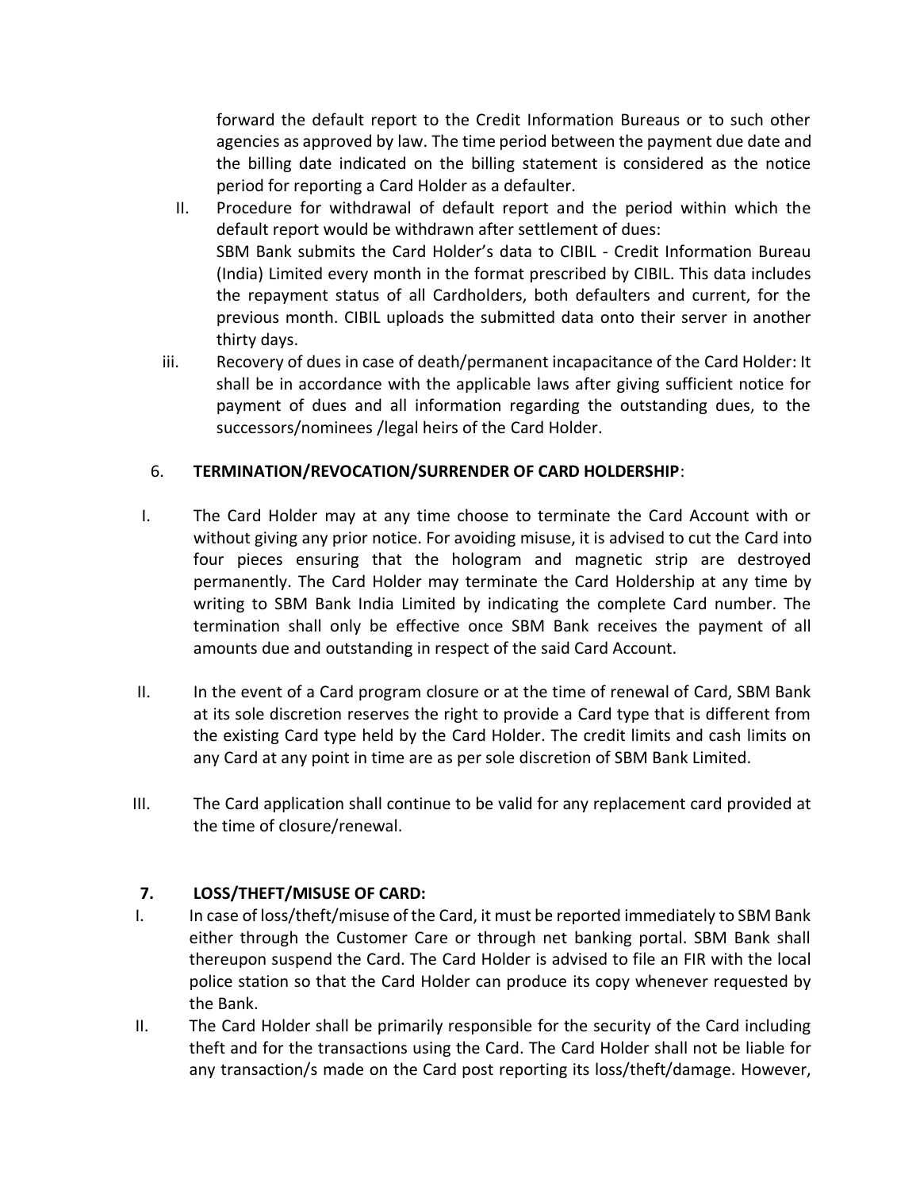forward the default report to the Credit Information Bureaus or to such other agencies as approved by law. The time period between the payment due date and the billing date indicated on the billing statement is considered as the notice period for reporting a Card Holder as a defaulter.

II. Procedure for withdrawal of default report and the period within which the default report would be withdrawn after settlement of dues:
SBM Bank submits the Card Holder's data to CIBIL - Credit Information Bureau (India) Limited every month in the format prescribed by CIBIL. This data includes the repayment status of all Cardholders, both defaulters and current, for the previous month. CIBIL uploads the submitted data onto their server in another thirty days.

iii. Recovery of dues in case of death/permanent incapacitance of the Card Holder: It shall be in accordance with the applicable laws after giving sufficient notice for payment of dues and all information regarding the outstanding dues, to the successors/nominees /legal heirs of the Card Holder.

6. **TERMINATION/REVOCATION/SURRENDER OF CARD HOLDERSHIP**:

I. The Card Holder may at any time choose to terminate the Card Account with or without giving any prior notice. For avoiding misuse, it is advised to cut the Card into four pieces ensuring that the hologram and magnetic strip are destroyed permanently. The Card Holder may terminate the Card Holdership at any time by writing to SBM Bank India Limited by indicating the complete Card number. The termination shall only be effective once SBM Bank receives the payment of all amounts due and outstanding in respect of the said Card Account.

II. In the event of a Card program closure or at the time of renewal of Card, SBM Bank at its sole discretion reserves the right to provide a Card type that is different from the existing Card type held by the Card Holder. The credit limits and cash limits on any Card at any point in time are as per sole discretion of SBM Bank Limited.

III. The Card application shall continue to be valid for any replacement card provided at the time of closure/renewal.

7. **LOSS/THEFT/MISUSE OF CARD:**

I. In case of loss/theft/misuse of the Card, it must be reported immediately to SBM Bank either through the Customer Care or through net banking portal. SBM Bank shall thereupon suspend the Card. The Card Holder is advised to file an FIR with the local police station so that the Card Holder can produce its copy whenever requested by the Bank.

II. The Card Holder shall be primarily responsible for the security of the Card including theft and for the transactions using the Card. The Card Holder shall not be liable for any transaction/s made on the Card post reporting its loss/theft/damage. However,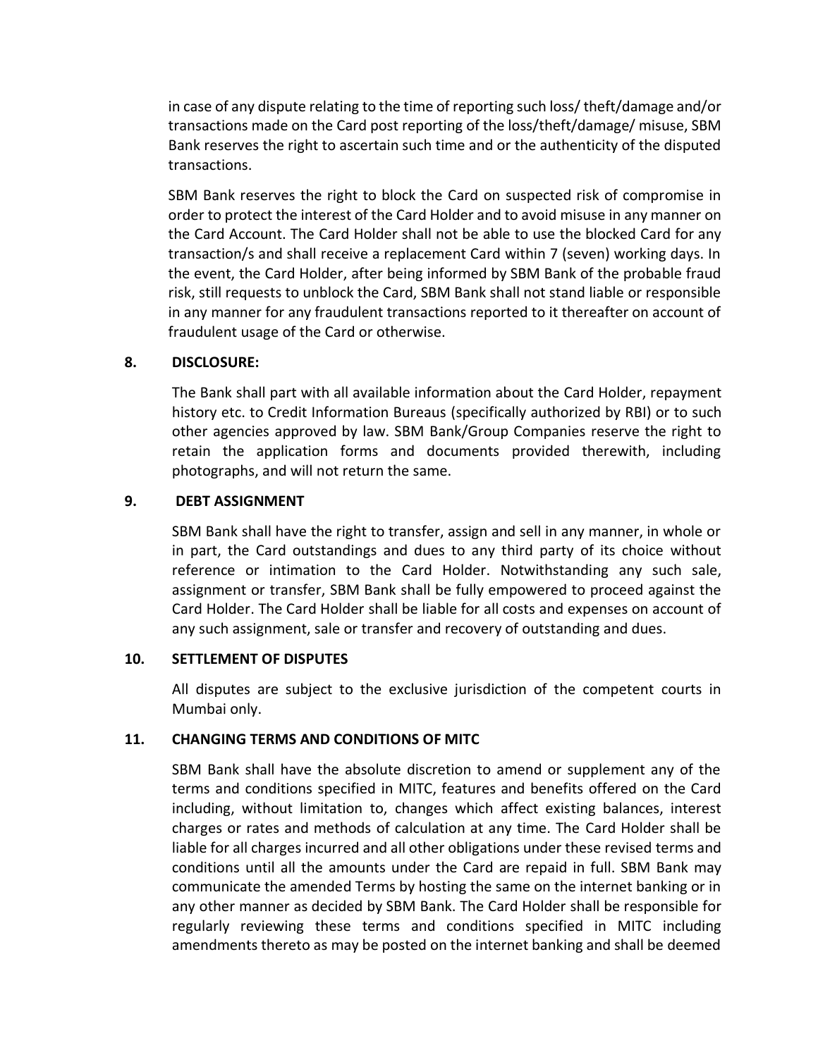in case of any dispute relating to the time of reporting such loss/ theft/damage and/or transactions made on the Card post reporting of the loss/theft/damage/ misuse, SBM Bank reserves the right to ascertain such time and or the authenticity of the disputed transactions.

SBM Bank reserves the right to block the Card on suspected risk of compromise in order to protect the interest of the Card Holder and to avoid misuse in any manner on the Card Account. The Card Holder shall not be able to use the blocked Card for any transaction/s and shall receive a replacement Card within 7 (seven) working days. In the event, the Card Holder, after being informed by SBM Bank of the probable fraud risk, still requests to unblock the Card, SBM Bank shall not stand liable or responsible in any manner for any fraudulent transactions reported to it thereafter on account of fraudulent usage of the Card or otherwise.

**8. DISCLOSURE:**

The Bank shall part with all available information about the Card Holder, repayment history etc. to Credit Information Bureaus (specifically authorized by RBI) or to such other agencies approved by law. SBM Bank/Group Companies reserve the right to retain the application forms and documents provided therewith, including photographs, and will not return the same.

**9. DEBT ASSIGNMENT**

SBM Bank shall have the right to transfer, assign and sell in any manner, in whole or in part, the Card outstandings and dues to any third party of its choice without reference or intimation to the Card Holder. Notwithstanding any such sale, assignment or transfer, SBM Bank shall be fully empowered to proceed against the Card Holder. The Card Holder shall be liable for all costs and expenses on account of any such assignment, sale or transfer and recovery of outstanding and dues.

**10. SETTLEMENT OF DISPUTES**

All disputes are subject to the exclusive jurisdiction of the competent courts in Mumbai only.

**11. CHANGING TERMS AND CONDITIONS OF MITC**

SBM Bank shall have the absolute discretion to amend or supplement any of the terms and conditions specified in MITC, features and benefits offered on the Card including, without limitation to, changes which affect existing balances, interest charges or rates and methods of calculation at any time. The Card Holder shall be liable for all charges incurred and all other obligations under these revised terms and conditions until all the amounts under the Card are repaid in full. SBM Bank may communicate the amended Terms by hosting the same on the internet banking or in any other manner as decided by SBM Bank. The Card Holder shall be responsible for regularly reviewing these terms and conditions specified in MITC including amendments thereto as may be posted on the internet banking and shall be deemed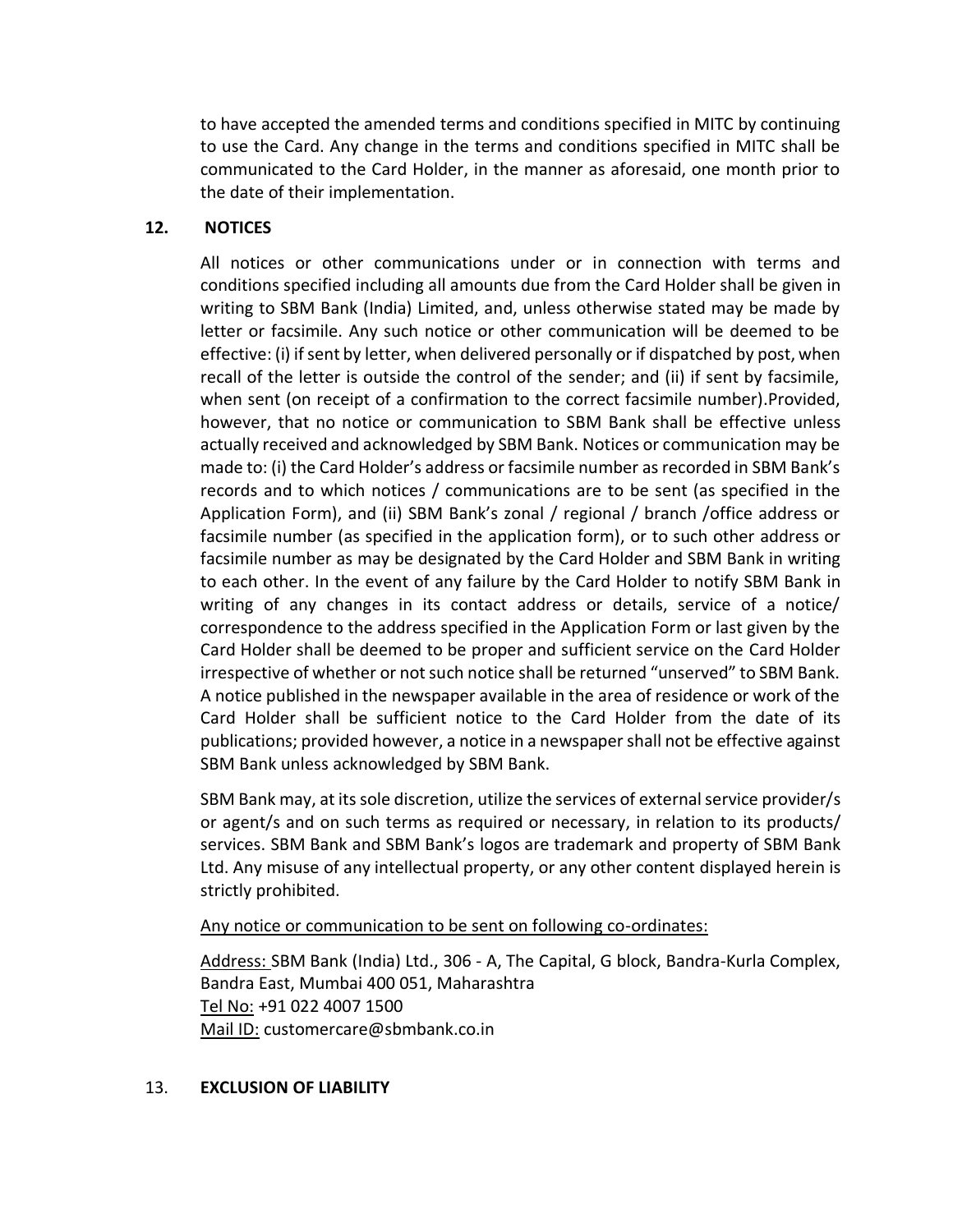to have accepted the amended terms and conditions specified in MITC by continuing to use the Card. Any change in the terms and conditions specified in MITC shall be communicated to the Card Holder, in the manner as aforesaid, one month prior to the date of their implementation.

## 12. NOTICES

All notices or other communications under or in connection with terms and conditions specified including all amounts due from the Card Holder shall be given in writing to SBM Bank (India) Limited, and, unless otherwise stated may be made by letter or facsimile. Any such notice or other communication will be deemed to be effective: (i) if sent by letter, when delivered personally or if dispatched by post, when recall of the letter is outside the control of the sender; and (ii) if sent by facsimile, when sent (on receipt of a confirmation to the correct facsimile number).Provided, however, that no notice or communication to SBM Bank shall be effective unless actually received and acknowledged by SBM Bank. Notices or communication may be made to: (i) the Card Holder's address or facsimile number as recorded in SBM Bank's records and to which notices / communications are to be sent (as specified in the Application Form), and (ii) SBM Bank's zonal / regional / branch /office address or facsimile number (as specified in the application form), or to such other address or facsimile number as may be designated by the Card Holder and SBM Bank in writing to each other. In the event of any failure by the Card Holder to notify SBM Bank in writing of any changes in its contact address or details, service of a notice/ correspondence to the address specified in the Application Form or last given by the Card Holder shall be deemed to be proper and sufficient service on the Card Holder irrespective of whether or not such notice shall be returned "unserved" to SBM Bank. A notice published in the newspaper available in the area of residence or work of the Card Holder shall be sufficient notice to the Card Holder from the date of its publications; provided however, a notice in a newspaper shall not be effective against SBM Bank unless acknowledged by SBM Bank.

SBM Bank may, at its sole discretion, utilize the services of external service provider/s or agent/s and on such terms as required or necessary, in relation to its products/ services. SBM Bank and SBM Bank's logos are trademark and property of SBM Bank Ltd. Any misuse of any intellectual property, or any other content displayed herein is strictly prohibited.

<u>Any notice or communication to be sent on following co-ordinates:</u>

<u>Address:</u> SBM Bank (India) Ltd., 306 - A, The Capital, G block, Bandra-Kurla Complex, Bandra East, Mumbai 400 051, Maharashtra
<u>Tel No:</u> +91 022 4007 1500
<u>Mail ID:</u> customercare@sbmbank.co.in

## 13. EXCLUSION OF LIABILITY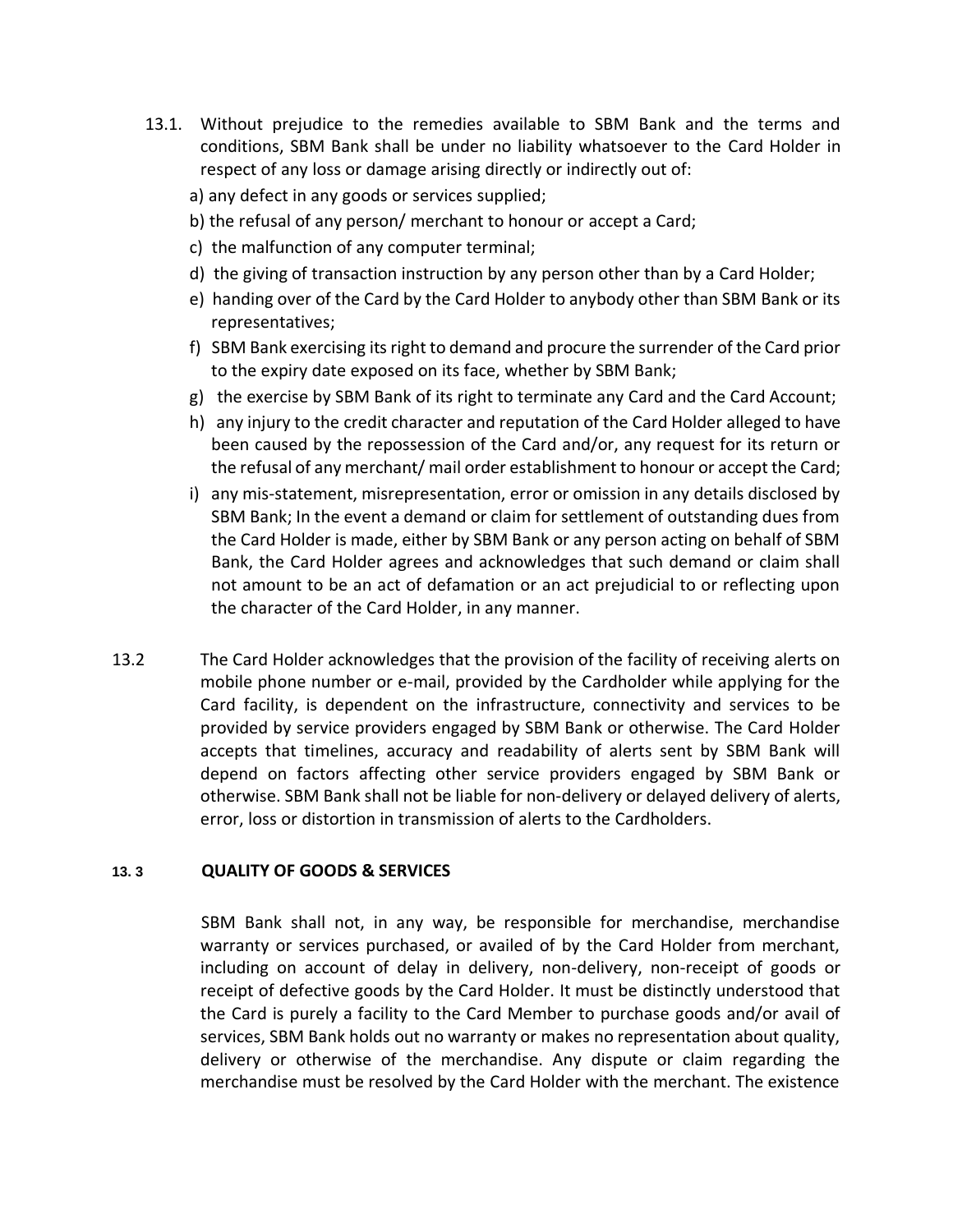13.1. Without prejudice to the remedies available to SBM Bank and the terms and conditions, SBM Bank shall be under no liability whatsoever to the Card Holder in respect of any loss or damage arising directly or indirectly out of:

a) any defect in any goods or services supplied;

b) the refusal of any person/ merchant to honour or accept a Card;

c) the malfunction of any computer terminal;

d) the giving of transaction instruction by any person other than by a Card Holder;

e) handing over of the Card by the Card Holder to anybody other than SBM Bank or its representatives;

f) SBM Bank exercising its right to demand and procure the surrender of the Card prior to the expiry date exposed on its face, whether by SBM Bank;

g) the exercise by SBM Bank of its right to terminate any Card and the Card Account;

h) any injury to the credit character and reputation of the Card Holder alleged to have been caused by the repossession of the Card and/or, any request for its return or the refusal of any merchant/ mail order establishment to honour or accept the Card;

i) any mis-statement, misrepresentation, error or omission in any details disclosed by SBM Bank; In the event a demand or claim for settlement of outstanding dues from the Card Holder is made, either by SBM Bank or any person acting on behalf of SBM Bank, the Card Holder agrees and acknowledges that such demand or claim shall not amount to be an act of defamation or an act prejudicial to or reflecting upon the character of the Card Holder, in any manner.

13.2 The Card Holder acknowledges that the provision of the facility of receiving alerts on mobile phone number or e-mail, provided by the Cardholder while applying for the Card facility, is dependent on the infrastructure, connectivity and services to be provided by service providers engaged by SBM Bank or otherwise. The Card Holder accepts that timelines, accuracy and readability of alerts sent by SBM Bank will depend on factors affecting other service providers engaged by SBM Bank or otherwise. SBM Bank shall not be liable for non-delivery or delayed delivery of alerts, error, loss or distortion in transmission of alerts to the Cardholders.

**13. 3 QUALITY OF GOODS & SERVICES**

SBM Bank shall not, in any way, be responsible for merchandise, merchandise warranty or services purchased, or availed of by the Card Holder from merchant, including on account of delay in delivery, non-delivery, non-receipt of goods or receipt of defective goods by the Card Holder. It must be distinctly understood that the Card is purely a facility to the Card Member to purchase goods and/or avail of services, SBM Bank holds out no warranty or makes no representation about quality, delivery or otherwise of the merchandise. Any dispute or claim regarding the merchandise must be resolved by the Card Holder with the merchant. The existence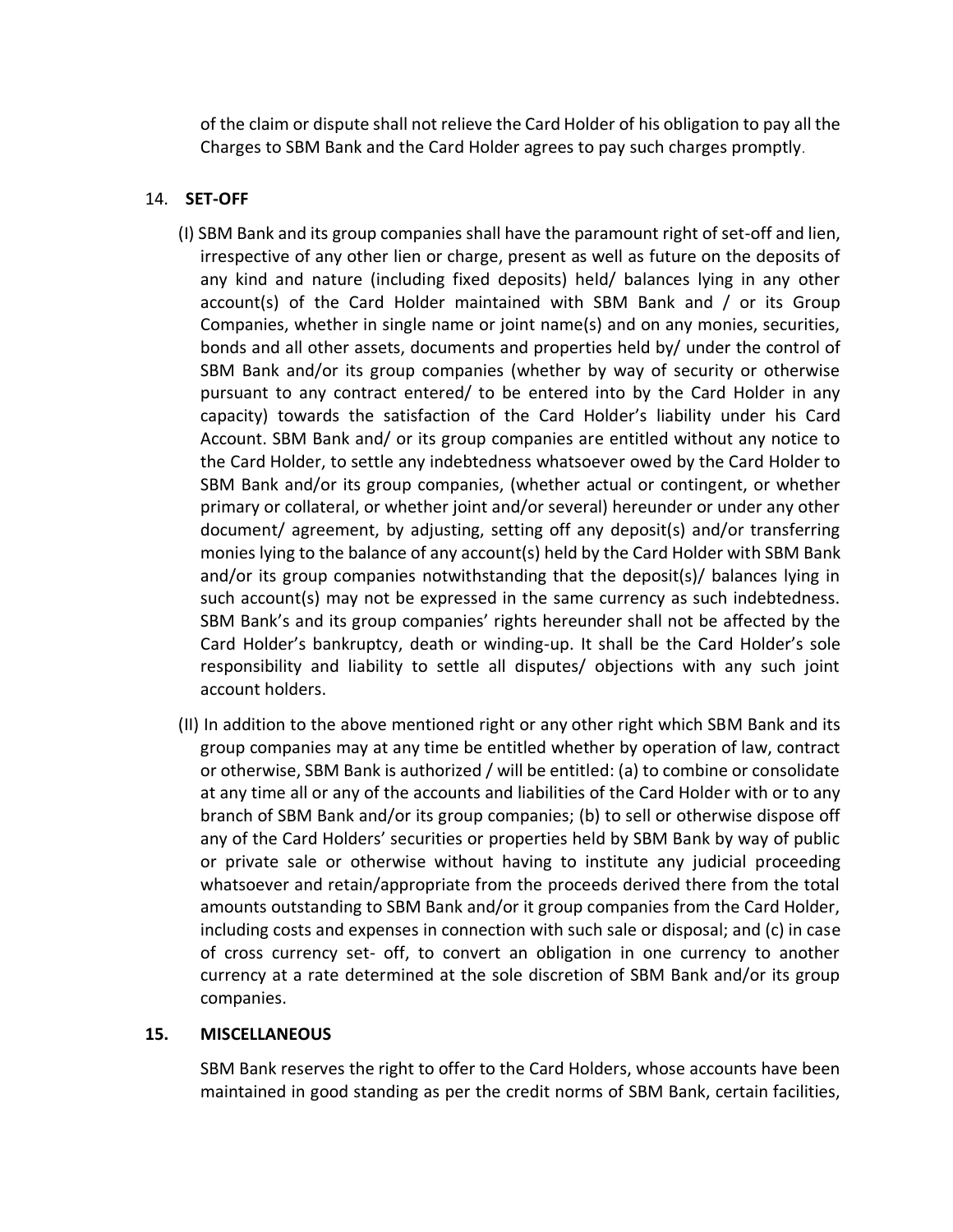of the claim or dispute shall not relieve the Card Holder of his obligation to pay all the Charges to SBM Bank and the Card Holder agrees to pay such charges promptly.

14. **SET-OFF**

(I) SBM Bank and its group companies shall have the paramount right of set-off and lien, irrespective of any other lien or charge, present as well as future on the deposits of any kind and nature (including fixed deposits) held/ balances lying in any other account(s) of the Card Holder maintained with SBM Bank and / or its Group Companies, whether in single name or joint name(s) and on any monies, securities, bonds and all other assets, documents and properties held by/ under the control of SBM Bank and/or its group companies (whether by way of security or otherwise pursuant to any contract entered/ to be entered into by the Card Holder in any capacity) towards the satisfaction of the Card Holder's liability under his Card Account. SBM Bank and/ or its group companies are entitled without any notice to the Card Holder, to settle any indebtedness whatsoever owed by the Card Holder to SBM Bank and/or its group companies, (whether actual or contingent, or whether primary or collateral, or whether joint and/or several) hereunder or under any other document/ agreement, by adjusting, setting off any deposit(s) and/or transferring monies lying to the balance of any account(s) held by the Card Holder with SBM Bank and/or its group companies notwithstanding that the deposit(s)/ balances lying in such account(s) may not be expressed in the same currency as such indebtedness. SBM Bank's and its group companies' rights hereunder shall not be affected by the Card Holder's bankruptcy, death or winding-up. It shall be the Card Holder's sole responsibility and liability to settle all disputes/ objections with any such joint account holders.

(II) In addition to the above mentioned right or any other right which SBM Bank and its group companies may at any time be entitled whether by operation of law, contract or otherwise, SBM Bank is authorized / will be entitled: (a) to combine or consolidate at any time all or any of the accounts and liabilities of the Card Holder with or to any branch of SBM Bank and/or its group companies; (b) to sell or otherwise dispose off any of the Card Holders' securities or properties held by SBM Bank by way of public or private sale or otherwise without having to institute any judicial proceeding whatsoever and retain/appropriate from the proceeds derived there from the total amounts outstanding to SBM Bank and/or it group companies from the Card Holder, including costs and expenses in connection with such sale or disposal; and (c) in case of cross currency set- off, to convert an obligation in one currency to another currency at a rate determined at the sole discretion of SBM Bank and/or its group companies.

15. **MISCELLANEOUS**

SBM Bank reserves the right to offer to the Card Holders, whose accounts have been maintained in good standing as per the credit norms of SBM Bank, certain facilities,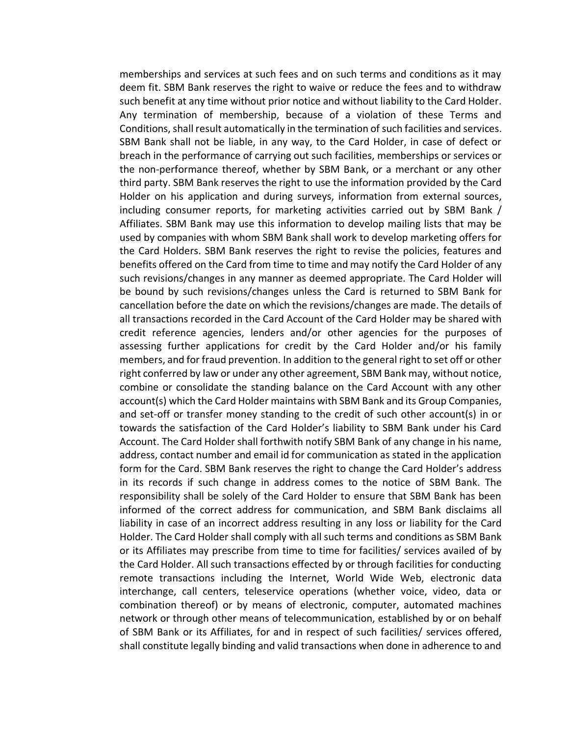memberships and services at such fees and on such terms and conditions as it may deem fit. SBM Bank reserves the right to waive or reduce the fees and to withdraw such benefit at any time without prior notice and without liability to the Card Holder. Any termination of membership, because of a violation of these Terms and Conditions, shall result automatically in the termination of such facilities and services. SBM Bank shall not be liable, in any way, to the Card Holder, in case of defect or breach in the performance of carrying out such facilities, memberships or services or the non-performance thereof, whether by SBM Bank, or a merchant or any other third party. SBM Bank reserves the right to use the information provided by the Card Holder on his application and during surveys, information from external sources, including consumer reports, for marketing activities carried out by SBM Bank / Affiliates. SBM Bank may use this information to develop mailing lists that may be used by companies with whom SBM Bank shall work to develop marketing offers for the Card Holders. SBM Bank reserves the right to revise the policies, features and benefits offered on the Card from time to time and may notify the Card Holder of any such revisions/changes in any manner as deemed appropriate. The Card Holder will be bound by such revisions/changes unless the Card is returned to SBM Bank for cancellation before the date on which the revisions/changes are made. The details of all transactions recorded in the Card Account of the Card Holder may be shared with credit reference agencies, lenders and/or other agencies for the purposes of assessing further applications for credit by the Card Holder and/or his family members, and for fraud prevention. In addition to the general right to set off or other right conferred by law or under any other agreement, SBM Bank may, without notice, combine or consolidate the standing balance on the Card Account with any other account(s) which the Card Holder maintains with SBM Bank and its Group Companies, and set-off or transfer money standing to the credit of such other account(s) in or towards the satisfaction of the Card Holder's liability to SBM Bank under his Card Account. The Card Holder shall forthwith notify SBM Bank of any change in his name, address, contact number and email id for communication as stated in the application form for the Card. SBM Bank reserves the right to change the Card Holder's address in its records if such change in address comes to the notice of SBM Bank. The responsibility shall be solely of the Card Holder to ensure that SBM Bank has been informed of the correct address for communication, and SBM Bank disclaims all liability in case of an incorrect address resulting in any loss or liability for the Card Holder. The Card Holder shall comply with all such terms and conditions as SBM Bank or its Affiliates may prescribe from time to time for facilities/ services availed of by the Card Holder. All such transactions effected by or through facilities for conducting remote transactions including the Internet, World Wide Web, electronic data interchange, call centers, teleservice operations (whether voice, video, data or combination thereof) or by means of electronic, computer, automated machines network or through other means of telecommunication, established by or on behalf of SBM Bank or its Affiliates, for and in respect of such facilities/ services offered, shall constitute legally binding and valid transactions when done in adherence to and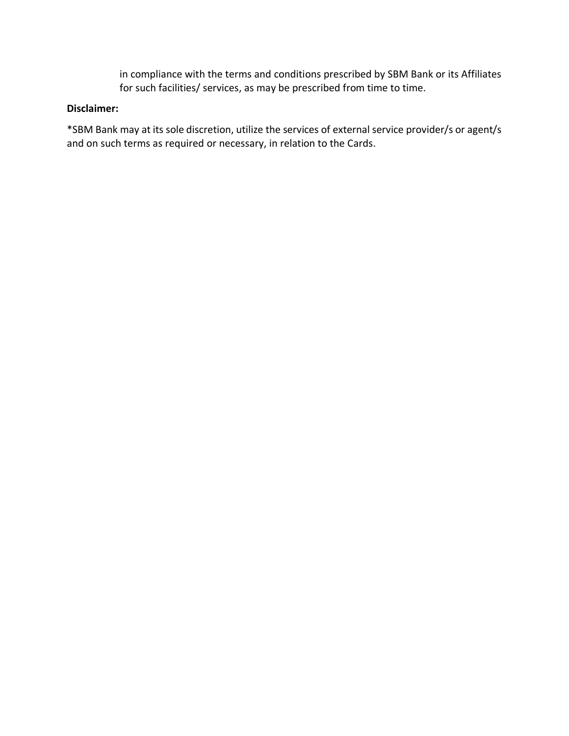in compliance with the terms and conditions prescribed by SBM Bank or its Affiliates for such facilities/ services, as may be prescribed from time to time.

**Disclaimer:**

*SBM Bank may at its sole discretion, utilize the services of external service provider/s or agent/s and on such terms as required or necessary, in relation to the Cards.